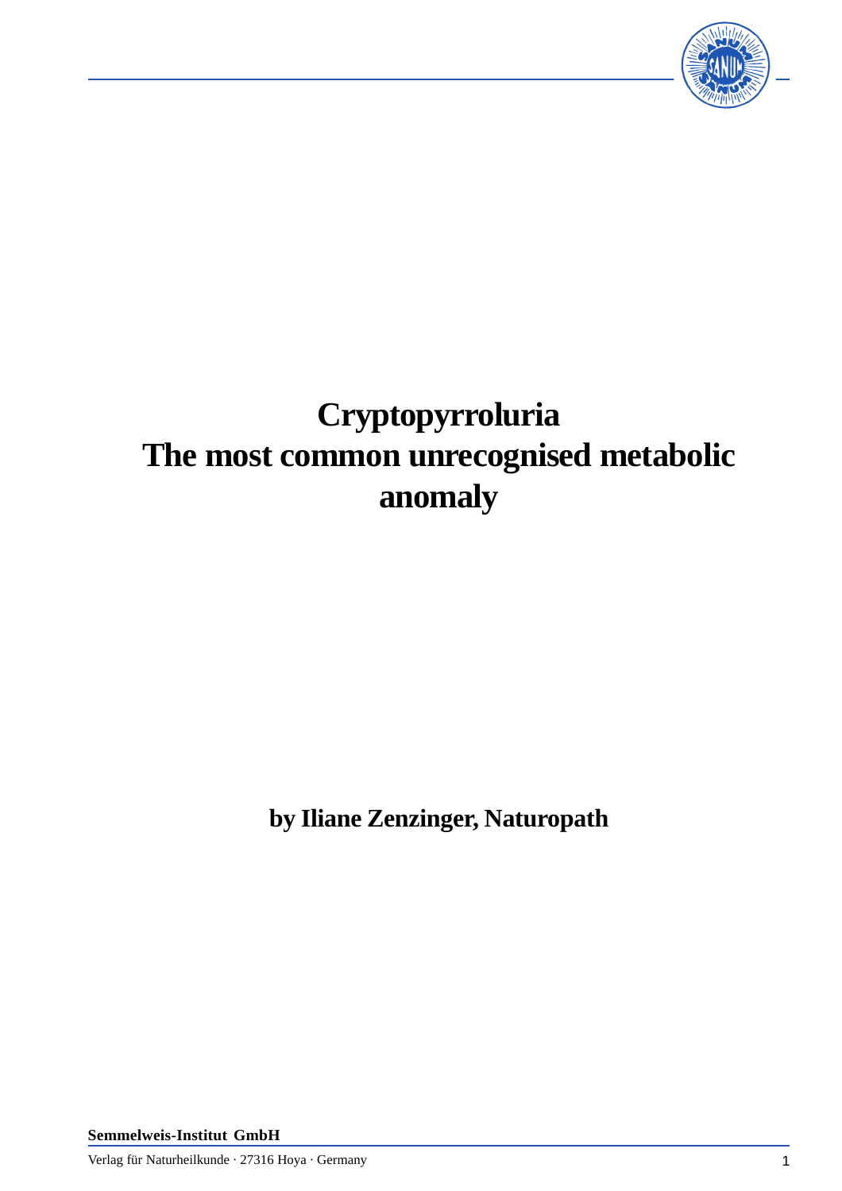# Cryptopyrroluria
# The most common unrecognised metabolic anomaly

**by Iliane Zenzinger, Naturopath**

**Semmelweis-Institut GmbH**

Verlag für Naturheilkunde · 27316 Hoya · Germany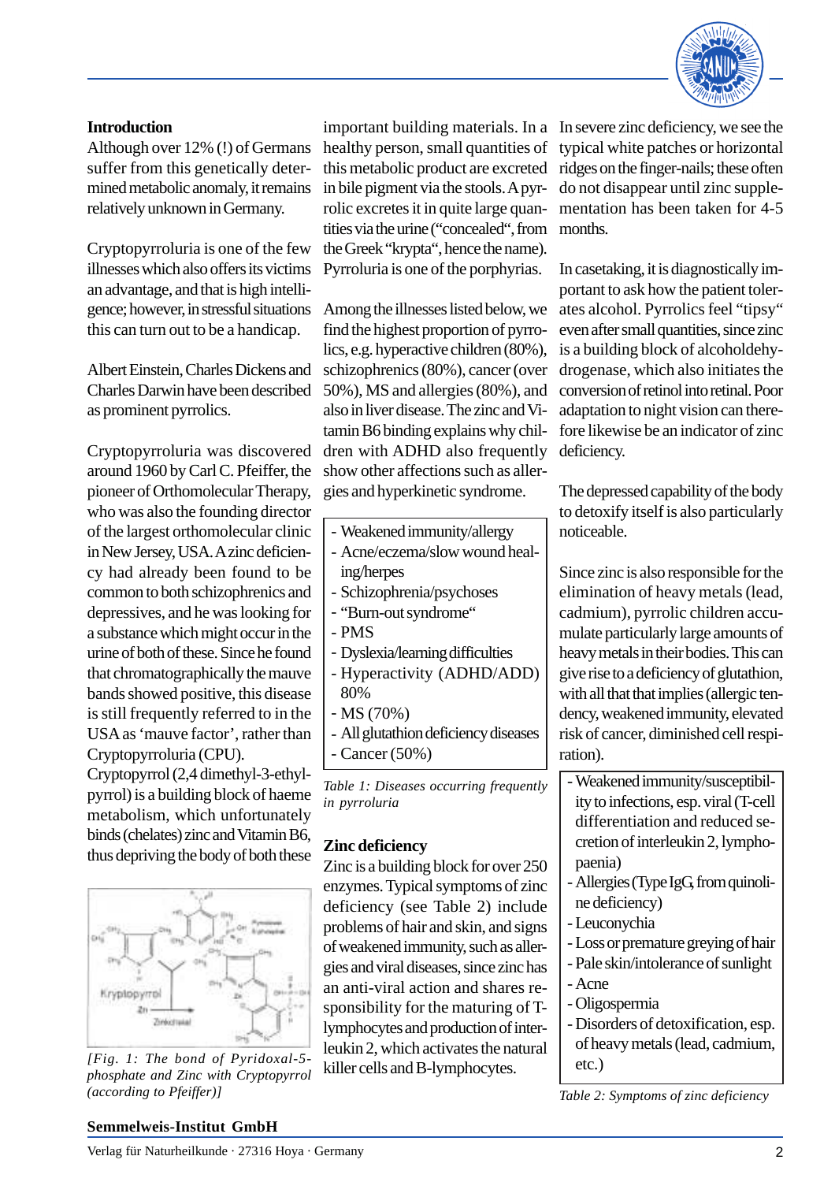## Introduction

Although over 12% (!) of Germans suffer from this genetically determined metabolic anomaly, it remains relatively unknown in Germany.

Cryptopyrroluria is one of the few illnesses which also offers its victims an advantage, and that is high intelligence; however, in stressful situations this can turn out to be a handicap.

Albert Einstein, Charles Dickens and Charles Darwin have been described as prominent pyrrolics.

Cryptopyrroluria was discovered around 1960 by Carl C. Pfeiffer, the pioneer of Orthomolecular Therapy, who was also the founding director of the largest orthomolecular clinic in New Jersey, USA. A zinc deficiency had already been found to be common to both schizophrenics and depressives, and he was looking for a substance which might occur in the urine of both of these. Since he found that chromatographically the mauve bands showed positive, this disease is still frequently referred to in the USA as 'mauve factor', rather than Cryptopyrroluria (CPU). Cryptopyrrol (2,4 dimethyl-3-ethyl-pyrrol) is a building block of haeme metabolism, which unfortunately binds (chelates) zinc and Vitamin B6, thus depriving the body of both these important building materials. In a healthy person, small quantities of this metabolic product are excreted in bile pigment via the stools. A pyrrolic excretes it in quite large quantities via the urine ("concealed", from the Greek "krypta", hence the name). Pyrroluria is one of the porphyrias.

*[Fig. 1: The bond of Pyridoxal-5-phosphate and Zinc with Cryptopyrrol (according to Pfeiffer)]*

Among the illnesses listed below, we find the highest proportion of pyrrolics, e.g. hyperactive children (80%), schizophrenics (80%), cancer (over 50%), MS and allergies (80%), and also in liver disease. The zinc and Vitamin B6 binding explains why children with ADHD also frequently show other affections such as allergies and hyperkinetic syndrome.

- Weakened immunity/allergy
- Acne/eczema/slow wound healing/herpes
- Schizophrenia/psychoses
- "Burn-out syndrome"
- PMS
- Dyslexia/learning difficulties
- Hyperactivity (ADHD/ADD) 80%
- MS (70%)
- All glutathion deficiency diseases
- Cancer (50%)

*Table 1: Diseases occurring frequently in pyrroluria*

## Zinc deficiency

Zinc is a building block for over 250 enzymes. Typical symptoms of zinc deficiency (see Table 2) include problems of hair and skin, and signs of weakened immunity, such as allergies and viral diseases, since zinc has an anti-viral action and shares responsibility for the maturing of T-lymphocytes and production of interleukin 2, which activates the natural killer cells and B-lymphocytes.

In severe zinc deficiency, we see the typical white patches or horizontal ridges on the finger-nails; these often do not disappear until zinc supplementation has been taken for 4-5 months.

In casetaking, it is diagnostically important to ask how the patient tolerates alcohol. Pyrrolics feel "tipsy" even after small quantities, since zinc is a building block of alcoholdehydrogenase, which also initiates the conversion of retinol into retinal. Poor adaptation to night vision can therefore likewise be an indicator of zinc deficiency.

The depressed capability of the body to detoxify itself is also particularly noticeable.

Since zinc is also responsible for the elimination of heavy metals (lead, cadmium), pyrrolic children accumulate particularly large amounts of heavy metals in their bodies. This can give rise to a deficiency of glutathion, with all that that implies (allergic tendency, weakened immunity, elevated risk of cancer, diminished cell respiration).

- Weakened immunity/susceptibility to infections, esp. viral (T-cell differentiation and reduced secretion of interleukin 2, lymphopaenia)
- Allergies (Type IgG, from quinoline deficiency)
- Leuconychia
- Loss or premature greying of hair
- Pale skin/intolerance of sunlight
- Acne
- Oligospermia
- Disorders of detoxification, esp. of heavy metals (lead, cadmium, etc.)

*Table 2: Symptoms of zinc deficiency*

**Semmelweis-Institut GmbH**

Verlag für Naturheilkunde · 27316 Hoya · Germany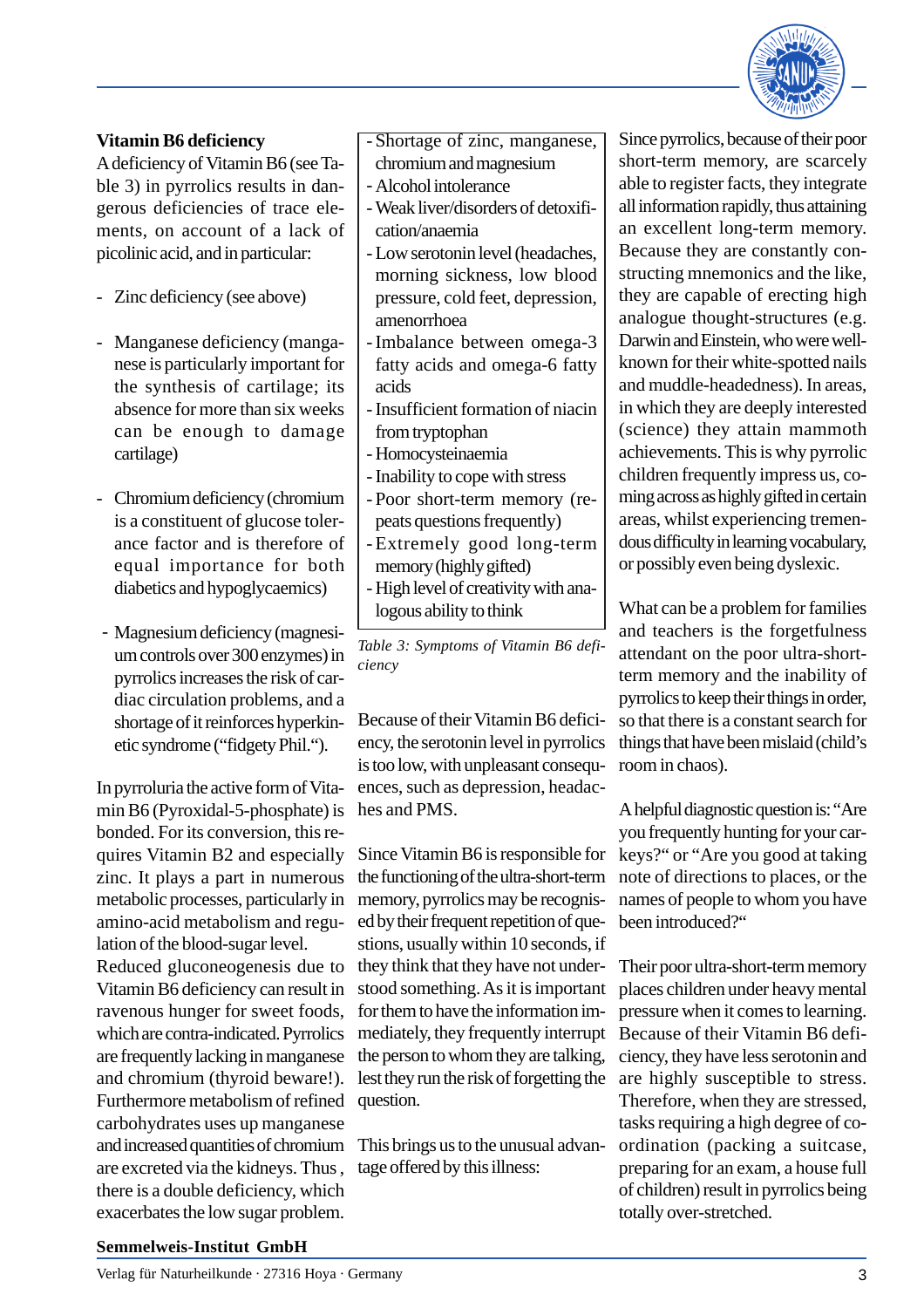## Vitamin B6 deficiency

A deficiency of Vitamin B6 (see Table 3) in pyrrolics results in dangerous deficiencies of trace elements, on account of a lack of picolinic acid, and in particular:

- Zinc deficiency (see above)

- Manganese deficiency (manganese is particularly important for the synthesis of cartilage; its absence for more than six weeks can be enough to damage cartilage)

- Chromium deficiency (chromium is a constituent of glucose tolerance factor and is therefore of equal importance for both diabetics and hypoglycaemics)

- Magnesium deficiency (magnesium controls over 300 enzymes) in pyrrolics increases the risk of cardiac circulation problems, and a shortage of it reinforces hyperkinetic syndrome ("fidgety Phil.").

In pyrroluria the active form of Vitamin B6 (Pyroxidal-5-phosphate) is bonded. For its conversion, this requires Vitamin B2 and especially zinc. It plays a part in numerous metabolic processes, particularly in amino-acid metabolism and regulation of the blood-sugar level.
Reduced gluconeogenesis due to Vitamin B6 deficiency can result in ravenous hunger for sweet foods, which are contra-indicated. Pyrrolics are frequently lacking in manganese and chromium (thyroid beware!). Furthermore metabolism of refined carbohydrates uses up manganese and increased quantities of chromium are excreted via the kidneys. Thus , there is a double deficiency, which exacerbates the low sugar problem.

| Symptoms |
|---|
| - Shortage of zinc, manganese, chromium and magnesium |
| - Alcohol intolerance |
| - Weak liver/disorders of detoxification/anaemia |
| - Low serotonin level (headaches, morning sickness, low blood pressure, cold feet, depression, amenorrhoea |
| - Imbalance between omega-3 fatty acids and omega-6 fatty acids |
| - Insufficient formation of niacin from tryptophan |
| - Homocysteinaemia |
| - Inability to cope with stress |
| - Poor short-term memory (repeats questions frequently) |
| - Extremely good long-term memory (highly gifted) |
| - High level of creativity with analogous ability to think |

*Table 3: Symptoms of Vitamin B6 deficiency*

Because of their Vitamin B6 deficiency, the serotonin level in pyrrolics is too low, with unpleasant consequences, such as depression, headaches and PMS.

Since Vitamin B6 is responsible for the functioning of the ultra-short-term memory, pyrrolics may be recognised by their frequent repetition of questions, usually within 10 seconds, if they think that they have not understood something. As it is important for them to have the information immediately, they frequently interrupt the person to whom they are talking, lest they run the risk of forgetting the question.

This brings us to the unusual advantage offered by this illness:

Since pyrrolics, because of their poor short-term memory, are scarcely able to register facts, they integrate all information rapidly, thus attaining an excellent long-term memory. Because they are constantly constructing mnemonics and the like, they are capable of erecting high analogue thought-structures (e.g. Darwin and Einstein, who were well-known for their white-spotted nails and muddle-headedness). In areas, in which they are deeply interested (science) they attain mammoth achievements. This is why pyrrolic children frequently impress us, coming across as highly gifted in certain areas, whilst experiencing tremendous difficulty in learning vocabulary, or possibly even being dyslexic.

What can be a problem for families and teachers is the forgetfulness attendant on the poor ultra-short-term memory and the inability of pyrrolics to keep their things in order, so that there is a constant search for things that have been mislaid (child's room in chaos).

A helpful diagnostic question is: "Are you frequently hunting for your car-keys?" or "Are you good at taking note of directions to places, or the names of people to whom you have been introduced?"

Their poor ultra-short-term memory places children under heavy mental pressure when it comes to learning. Because of their Vitamin B6 deficiency, they have less serotonin and are highly susceptible to stress. Therefore, when they are stressed, tasks requiring a high degree of coordination (packing a suitcase, preparing for an exam, a house full of children) result in pyrrolics being totally over-stretched.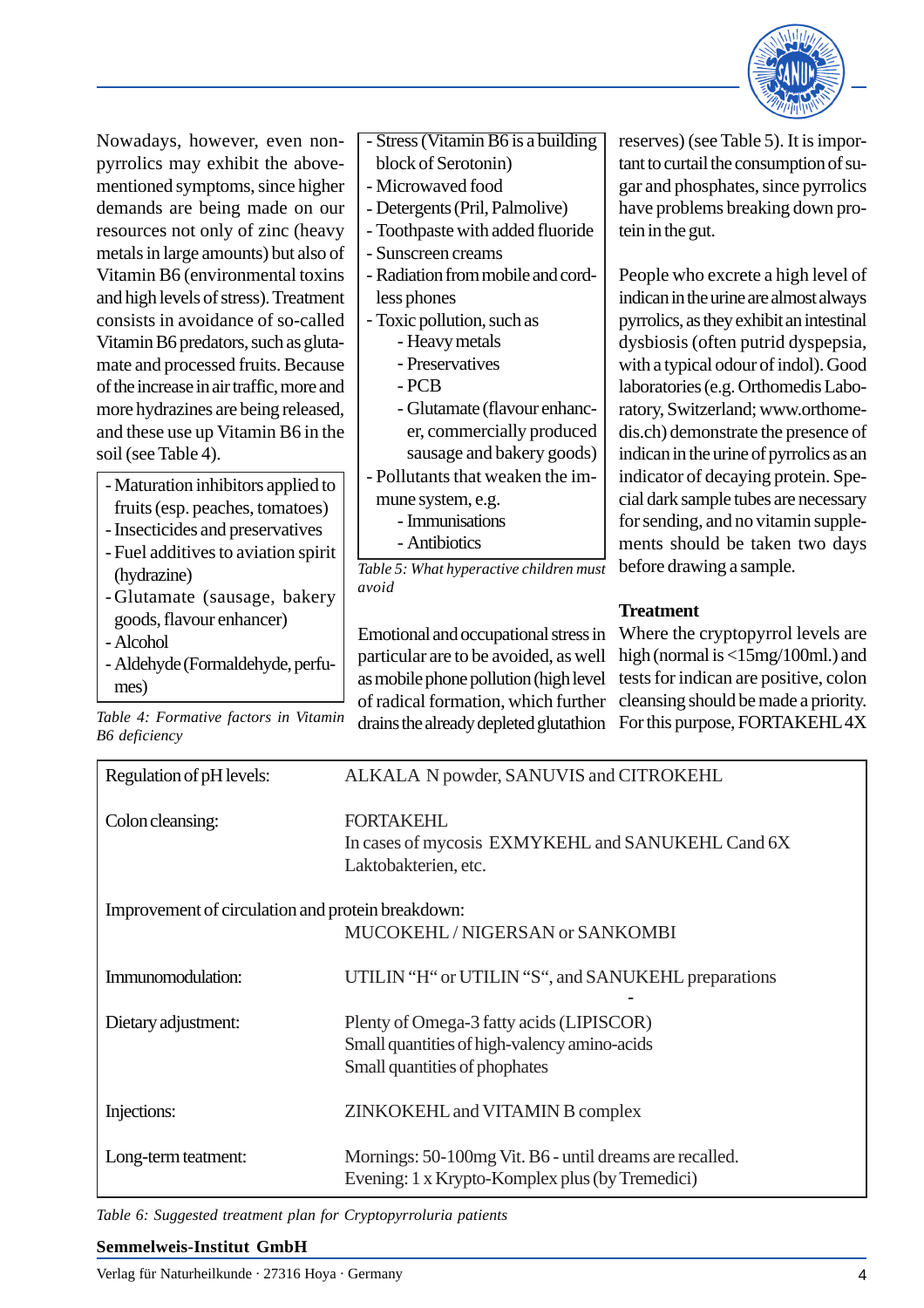Nowadays, however, even non-pyrrolics may exhibit the above-mentioned symptoms, since higher demands are being made on our resources not only of zinc (heavy metals in large amounts) but also of Vitamin B6 (environmental toxins and high levels of stress). Treatment consists in avoidance of so-called Vitamin B6 predators, such as glutamate and processed fruits. Because of the increase in air traffic, more and more hydrazines are being released, and these use up Vitamin B6 in the soil (see Table 4).

- Maturation inhibitors applied to fruits (esp. peaches, tomatoes)
- Insecticides and preservatives
- Fuel additives to aviation spirit (hydrazine)
- Glutamate (sausage, bakery goods, flavour enhancer)
- Alcohol
- Aldehyde (Formaldehyde, perfumes)

*Table 4: Formative factors in Vitamin B6 deficiency*

- Stress (Vitamin B6 is a building block of Serotonin)
- Microwaved food
- Detergents (Pril, Palmolive)
- Toothpaste with added fluoride
- Sunscreen creams
- Radiation from mobile and cordless phones
- Toxic pollution, such as
  - Heavy metals
  - Preservatives
  - PCB
  - Glutamate (flavour enhancer, commercially produced sausage and bakery goods)
- Pollutants that weaken the immune system, e.g.
  - Immunisations
  - Antibiotics

*Table 5: What hyperactive children must avoid*

Emotional and occupational stress in particular are to be avoided, as well as mobile phone pollution (high level of radical formation, which further drains the already depleted glutathion reserves) (see Table 5). It is important to curtail the consumption of sugar and phosphates, since pyrrolics have problems breaking down protein in the gut.

People who excrete a high level of indican in the urine are almost always pyrrolics, as they exhibit an intestinal dysbiosis (often putrid dyspepsia, with a typical odour of indol). Good laboratories (e.g. Orthomedis Laboratory, Switzerland; www.orthomedis.ch) demonstrate the presence of indican in the urine of pyrrolics as an indicator of decaying protein. Special dark sample tubes are necessary for sending, and no vitamin supplements should be taken two days before drawing a sample.

**Treatment**

Where the cryptopyrrol levels are high (normal is <15mg/100ml.) and tests for indican are positive, colon cleansing should be made a priority. For this purpose, FORTAKEHL 4X

| | |
|---|---|
| Regulation of pH levels: | ALKALA N powder, SANUVIS and CITROKEHL |
| Colon cleansing: | FORTAKEHL<br>In cases of mycosis EXMYKEHL and SANUKEHL Cand 6X<br>Laktobakterien, etc. |
| Improvement of circulation and protein breakdown: | MUCOKEHL / NIGERSAN or SANKOMBI |
| Immunomodulation: | UTILIN "H" or UTILIN "S", and SANUKEHL preparations |
| Dietary adjustment: | Plenty of Omega-3 fatty acids (LIPISCOR)<br>Small quantities of high-valency amino-acids<br>Small quantities of phophates |
| Injections: | ZINKOKEHL and VITAMIN B complex |
| Long-term teatment: | Mornings: 50-100mg Vit. B6 - until dreams are recalled.<br>Evening: 1 x Krypto-Komplex plus (by Tremedici) |

*Table 6: Suggested treatment plan for Cryptopyrroluria patients*

**Semmelweis-Institut GmbH**

Verlag für Naturheilkunde · 27316 Hoya · Germany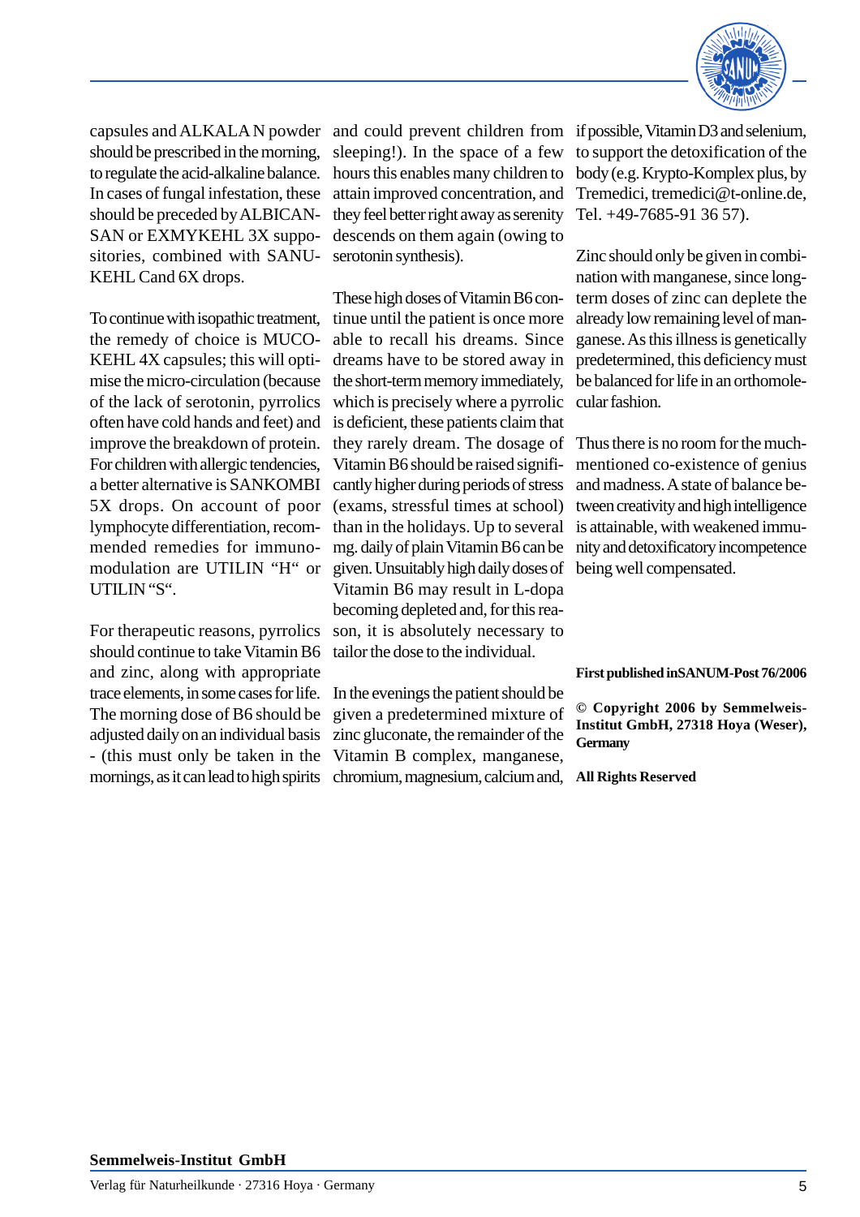capsules and ALKALA N powder should be prescribed in the morning, to regulate the acid-alkaline balance. In cases of fungal infestation, these should be preceded by ALBICANSAN or EXMYKEHL 3X suppositories, combined with SANUKEHL Cand 6X drops.

To continue with isopathic treatment, the remedy of choice is MUCOKEHL 4X capsules; this will optimise the micro-circulation (because of the lack of serotonin, pyrrolics often have cold hands and feet) and improve the breakdown of protein. For children with allergic tendencies, a better alternative is SANKOMBI 5X drops. On account of poor lymphocyte differentiation, recommended remedies for immunomodulation are UTILIN "H" or UTILIN "S".

For therapeutic reasons, pyrrolics should continue to take Vitamin B6 and zinc, along with appropriate trace elements, in some cases for life. The morning dose of B6 should be adjusted daily on an individual basis - (this must only be taken in the mornings, as it can lead to high spirits and could prevent children from sleeping!). In the space of a few hours this enables many children to attain improved concentration, and they feel better right away as serenity descends on them again (owing to serotonin synthesis).

These high doses of Vitamin B6 continue until the patient is once more able to recall his dreams. Since dreams have to be stored away in the short-term memory immediately, which is precisely where a pyrrolic is deficient, these patients claim that they rarely dream. The dosage of Vitamin B6 should be raised significantly higher during periods of stress (exams, stressful times at school) than in the holidays. Up to several mg. daily of plain Vitamin B6 can be given. Unsuitably high daily doses of Vitamin B6 may result in L-dopa becoming depleted and, for this reason, it is absolutely necessary to tailor the dose to the individual.

In the evenings the patient should be given a predetermined mixture of zinc gluconate, the remainder of the Vitamin B complex, manganese, chromium, magnesium, calcium and, if possible, Vitamin D3 and selenium, to support the detoxification of the body (e.g. Krypto-Komplex plus, by Tremedici, tremedici@t-online.de, Tel. +49-7685-91 36 57).

Zinc should only be given in combination with manganese, since long-term doses of zinc can deplete the already low remaining level of manganese. As this illness is genetically predetermined, this deficiency must be balanced for life in an orthomolecular fashion.

Thus there is no room for the much-mentioned co-existence of genius and madness. A state of balance between creativity and high intelligence is attainable, with weakened immunity and detoxificatory incompetence being well compensated.

**First published in SANUM-Post 76/2006**

**© Copyright 2006 by Semmelweis-Institut GmbH, 27318 Hoya (Weser), Germany**

**All Rights Reserved**